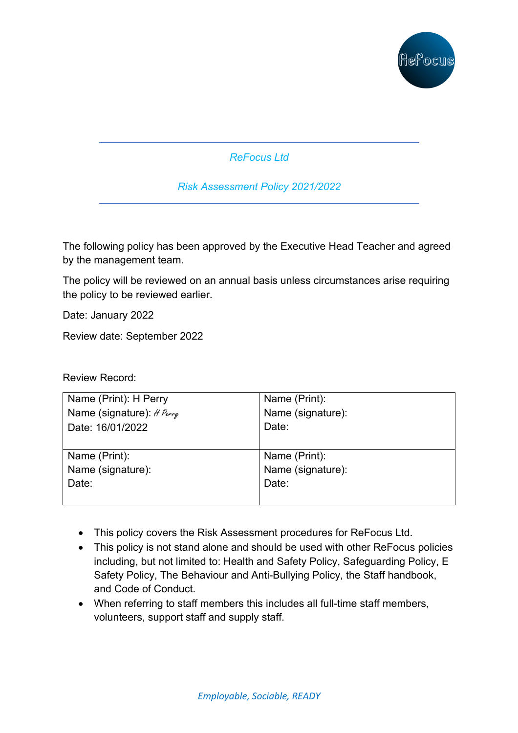*ReFocus Ltd*

*Risk Assessment Policy 2021/2022*

The following policy has been approved by the Executive Head Teacher and agreed by the management team.

The policy will be reviewed on an annual basis unless circumstances arise requiring the policy to be reviewed earlier.

Date: January 2022

Review date: September 2022

Review Record:

| | |
|---|---|
| Name (Print): H Perry<br>Name (signature): *H Perry*<br>Date: 16/01/2022 | Name (Print):<br>Name (signature):<br>Date: |
| Name (Print):<br>Name (signature):<br>Date: | Name (Print):<br>Name (signature):<br>Date: |

- This policy covers the Risk Assessment procedures for ReFocus Ltd.
- This policy is not stand alone and should be used with other ReFocus policies including, but not limited to: Health and Safety Policy, Safeguarding Policy, E Safety Policy, The Behaviour and Anti-Bullying Policy, the Staff handbook, and Code of Conduct.
- When referring to staff members this includes all full-time staff members, volunteers, support staff and supply staff.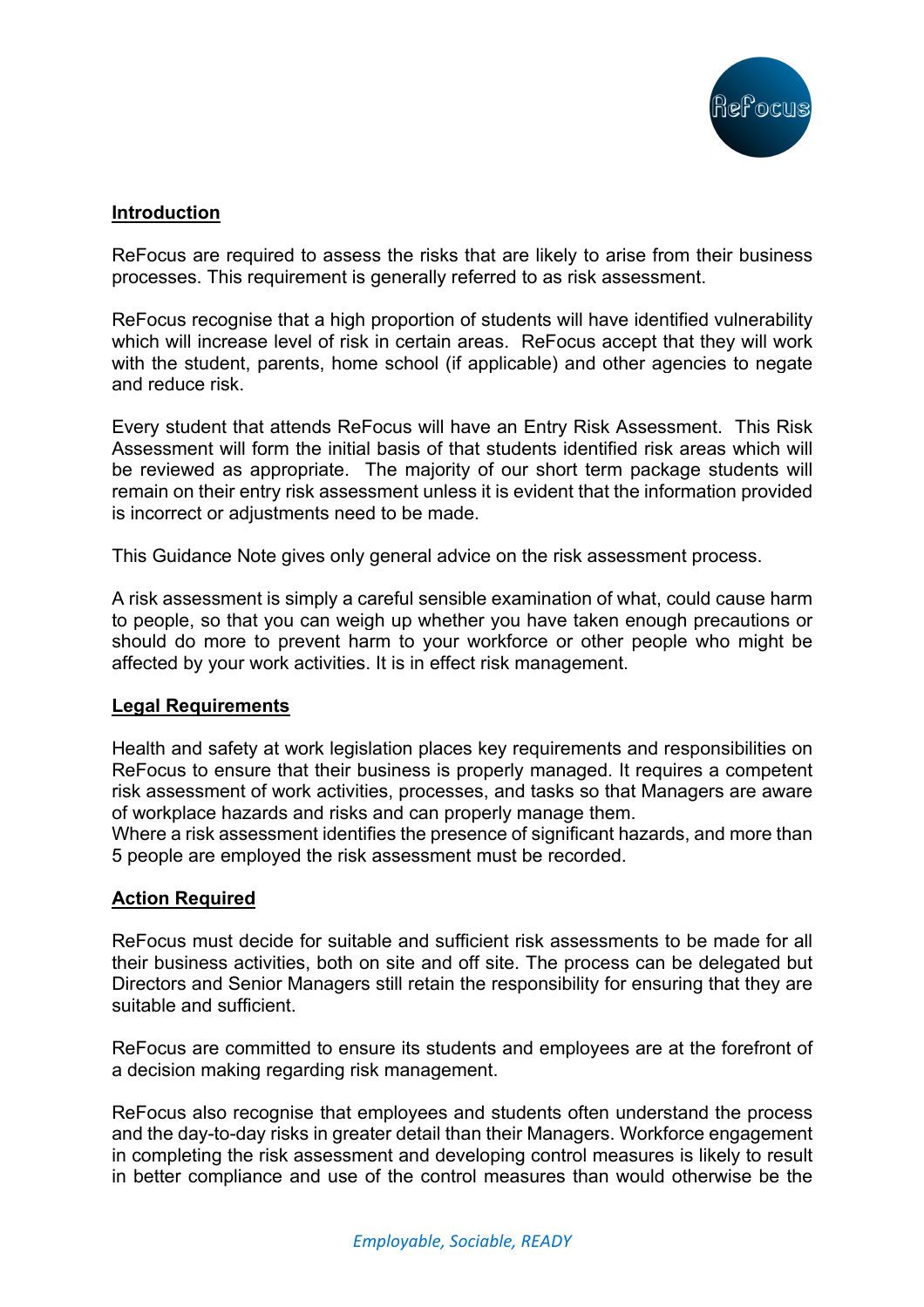## Introduction

ReFocus are required to assess the risks that are likely to arise from their business processes. This requirement is generally referred to as risk assessment.

ReFocus recognise that a high proportion of students will have identified vulnerability which will increase level of risk in certain areas. ReFocus accept that they will work with the student, parents, home school (if applicable) and other agencies to negate and reduce risk.

Every student that attends ReFocus will have an Entry Risk Assessment. This Risk Assessment will form the initial basis of that students identified risk areas which will be reviewed as appropriate. The majority of our short term package students will remain on their entry risk assessment unless it is evident that the information provided is incorrect or adjustments need to be made.

This Guidance Note gives only general advice on the risk assessment process.

A risk assessment is simply a careful sensible examination of what, could cause harm to people, so that you can weigh up whether you have taken enough precautions or should do more to prevent harm to your workforce or other people who might be affected by your work activities. It is in effect risk management.

## Legal Requirements

Health and safety at work legislation places key requirements and responsibilities on ReFocus to ensure that their business is properly managed. It requires a competent risk assessment of work activities, processes, and tasks so that Managers are aware of workplace hazards and risks and can properly manage them.
Where a risk assessment identifies the presence of significant hazards, and more than 5 people are employed the risk assessment must be recorded.

## Action Required

ReFocus must decide for suitable and sufficient risk assessments to be made for all their business activities, both on site and off site. The process can be delegated but Directors and Senior Managers still retain the responsibility for ensuring that they are suitable and sufficient.

ReFocus are committed to ensure its students and employees are at the forefront of a decision making regarding risk management.

ReFocus also recognise that employees and students often understand the process and the day-to-day risks in greater detail than their Managers. Workforce engagement in completing the risk assessment and developing control measures is likely to result in better compliance and use of the control measures than would otherwise be the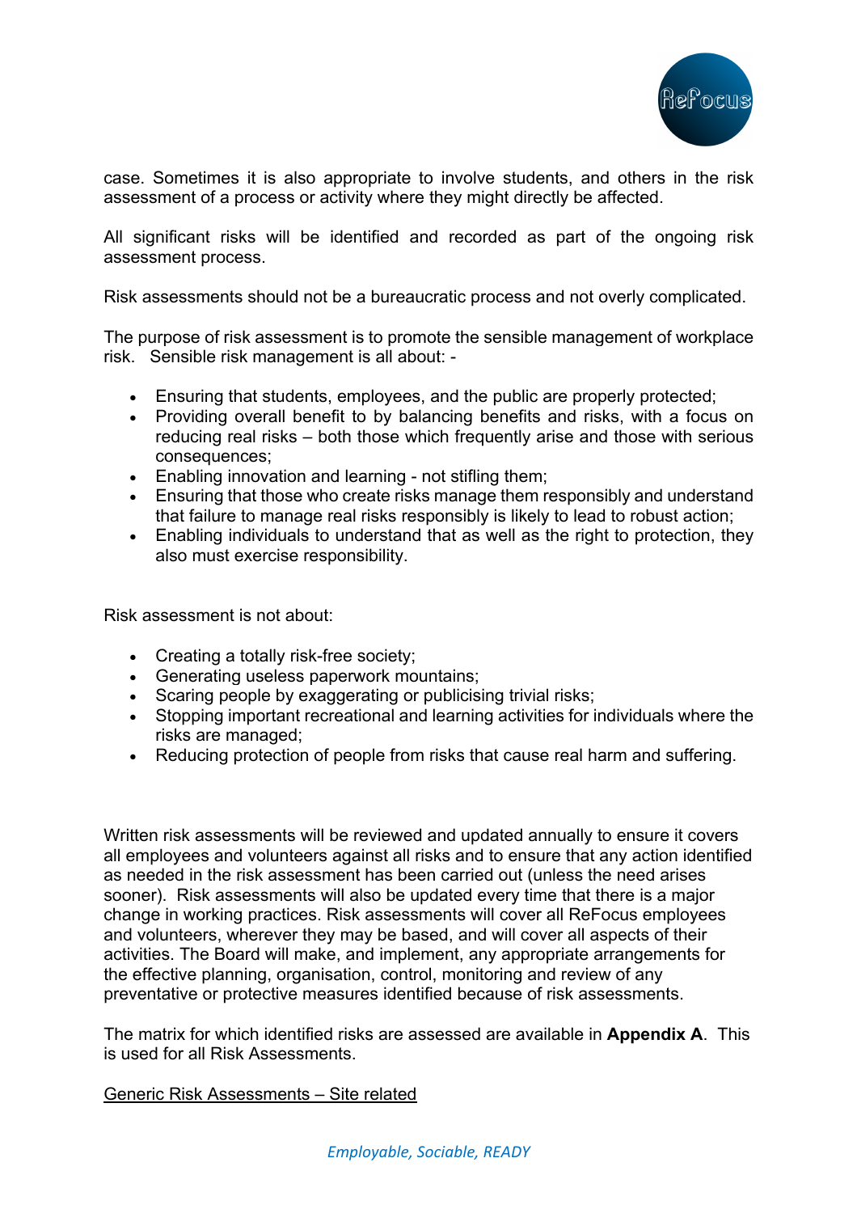case. Sometimes it is also appropriate to involve students, and others in the risk assessment of a process or activity where they might directly be affected.

All significant risks will be identified and recorded as part of the ongoing risk assessment process.

Risk assessments should not be a bureaucratic process and not overly complicated.

The purpose of risk assessment is to promote the sensible management of workplace risk. Sensible risk management is all about: -

- Ensuring that students, employees, and the public are properly protected;
- Providing overall benefit to by balancing benefits and risks, with a focus on reducing real risks – both those which frequently arise and those with serious consequences;
- Enabling innovation and learning - not stifling them;
- Ensuring that those who create risks manage them responsibly and understand that failure to manage real risks responsibly is likely to lead to robust action;
- Enabling individuals to understand that as well as the right to protection, they also must exercise responsibility.

Risk assessment is not about:

- Creating a totally risk-free society;
- Generating useless paperwork mountains;
- Scaring people by exaggerating or publicising trivial risks;
- Stopping important recreational and learning activities for individuals where the risks are managed;
- Reducing protection of people from risks that cause real harm and suffering.

Written risk assessments will be reviewed and updated annually to ensure it covers all employees and volunteers against all risks and to ensure that any action identified as needed in the risk assessment has been carried out (unless the need arises sooner). Risk assessments will also be updated every time that there is a major change in working practices. Risk assessments will cover all ReFocus employees and volunteers, wherever they may be based, and will cover all aspects of their activities. The Board will make, and implement, any appropriate arrangements for the effective planning, organisation, control, monitoring and review of any preventative or protective measures identified because of risk assessments.

The matrix for which identified risks are assessed are available in **Appendix A**. This is used for all Risk Assessments.

<u>Generic Risk Assessments – Site related</u>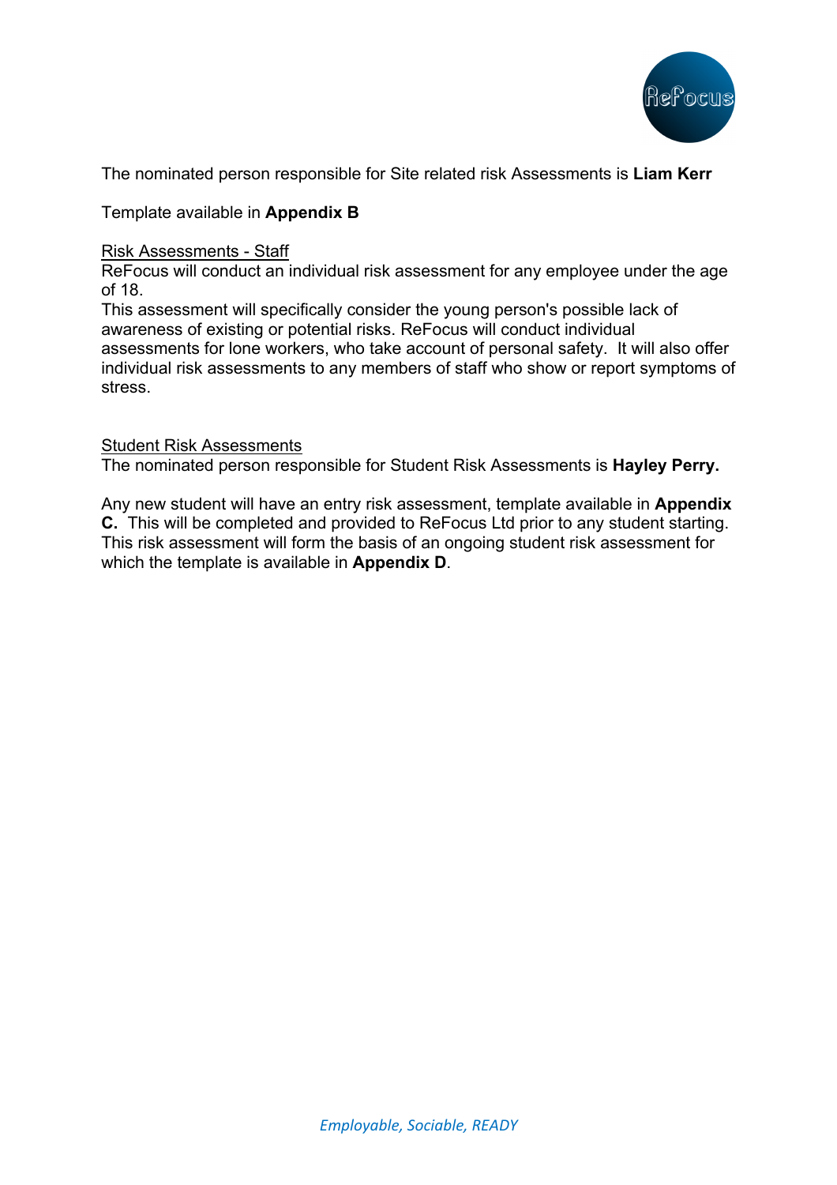The nominated person responsible for Site related risk Assessments is **Liam Kerr**

Template available in **Appendix B**

Risk Assessments - Staff

ReFocus will conduct an individual risk assessment for any employee under the age of 18.

This assessment will specifically consider the young person's possible lack of awareness of existing or potential risks. ReFocus will conduct individual assessments for lone workers, who take account of personal safety. It will also offer individual risk assessments to any members of staff who show or report symptoms of stress.

Student Risk Assessments

The nominated person responsible for Student Risk Assessments is **Hayley Perry.**

Any new student will have an entry risk assessment, template available in **Appendix C.** This will be completed and provided to ReFocus Ltd prior to any student starting. This risk assessment will form the basis of an ongoing student risk assessment for which the template is available in **Appendix D**.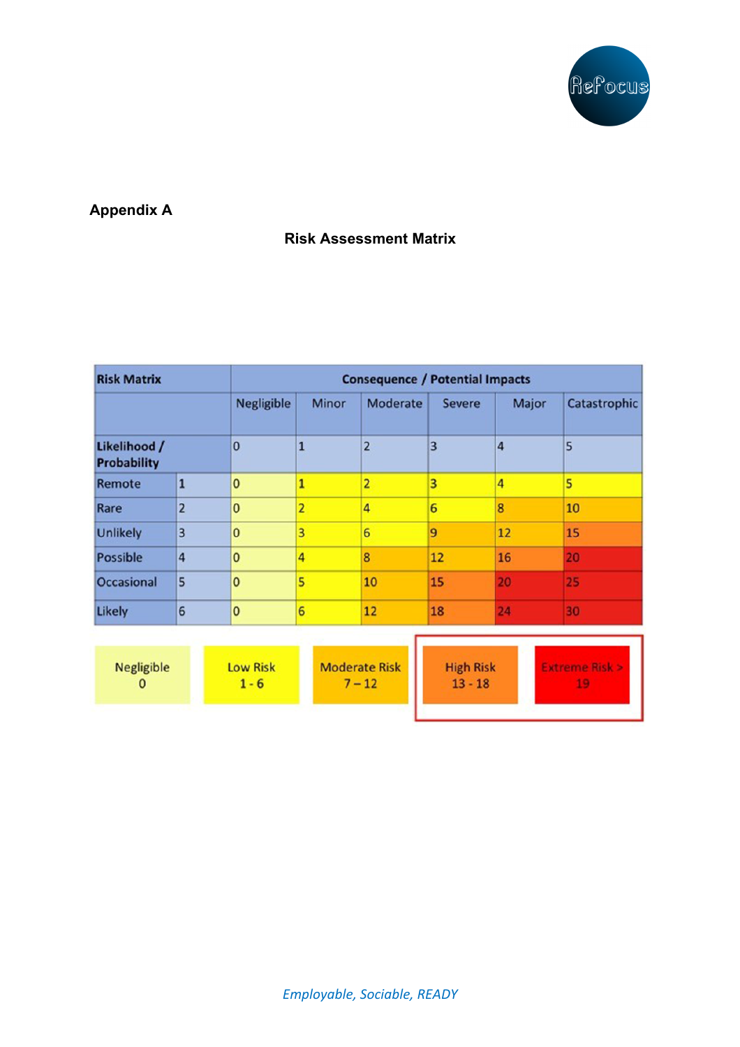**Appendix A**

**Risk Assessment Matrix**

| **Risk Matrix** | | **Consequence / Potential Impacts** | | | | | |
|---|---|---|---|---|---|---|---|
| | | Negligible | Minor | Moderate | Severe | Major | Catastrophic |
| **Likelihood / Probability** | | 0 | 1 | 2 | 3 | 4 | 5 |
| Remote | 1 | 0 | 1 | 2 | 3 | 4 | 5 |
| Rare | 2 | 0 | 2 | 4 | 6 | 8 | 10 |
| Unlikely | 3 | 0 | 3 | 6 | 9 | 12 | 15 |
| Possible | 4 | 0 | 4 | 8 | 12 | 16 | 20 |
| Occasional | 5 | 0 | 5 | 10 | 15 | 20 | 25 |
| Likely | 6 | 0 | 6 | 12 | 18 | 24 | 30 |

| Negligible | Low Risk | Moderate Risk | High Risk | Extreme Risk > |
|---|---|---|---|---|
| 0 | 1 - 6 | 7 – 12 | 13 - 18 | 19 |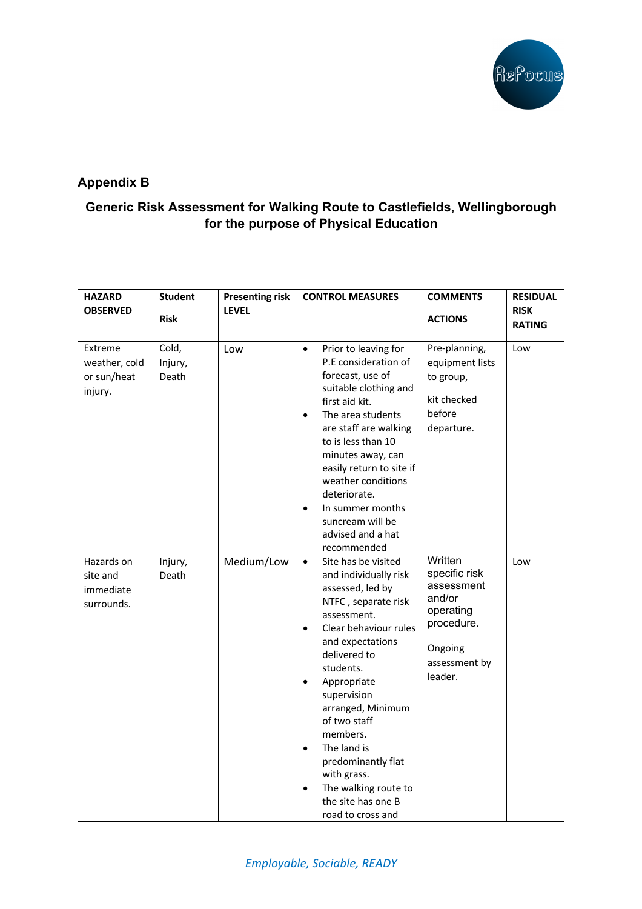## Appendix B

### Generic Risk Assessment for Walking Route to Castlefields, Wellingborough for the purpose of Physical Education

| HAZARD OBSERVED | Student Risk | Presenting risk LEVEL | CONTROL MEASURES | COMMENTS ACTIONS | RESIDUAL RISK RATING |
|---|---|---|---|---|---|
| Extreme weather, cold or sun/heat injury. | Cold, Injury, Death | Low | • Prior to leaving for P.E consideration of forecast, use of suitable clothing and first aid kit.<br>• The area students are staff are walking to is less than 10 minutes away, can easily return to site if weather conditions deteriorate.<br>• In summer months suncream will be advised and a hat recommended | Pre-planning, equipment lists to group,<br><br>kit checked before departure. | Low |
| Hazards on site and immediate surrounds. | Injury, Death | Medium/Low | • Site has be visited and individually risk assessed, led by NTFC , separate risk assessment.<br>• Clear behaviour rules and expectations delivered to students.<br>• Appropriate supervision arranged, Minimum of two staff members.<br>• The land is predominantly flat with grass.<br>• The walking route to the site has one B road to cross and | Written specific risk assessment and/or operating procedure.<br><br>Ongoing assessment by leader. | Low |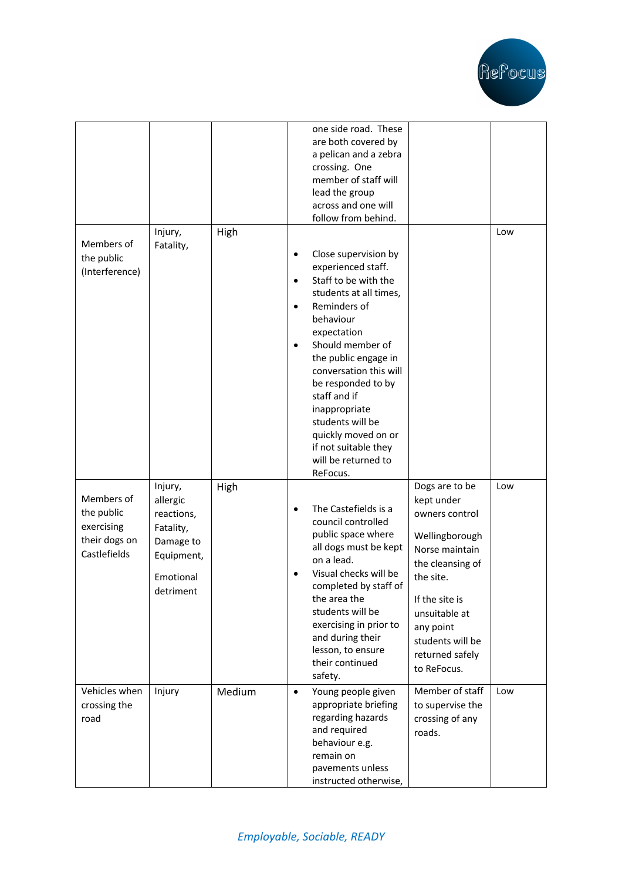| | | | | | |
|---|---|---|---|---|---|
| | | | one side road. These are both covered by a pelican and a zebra crossing. One member of staff will lead the group across and one will follow from behind. | | |
| Members of the public (Interference) | Injury, Fatality, | High | • Close supervision by experienced staff.<br>• Staff to be with the students at all times,<br>• Reminders of behaviour expectation<br>• Should member of the public engage in conversation this will be responded to by staff and if inappropriate students will be quickly moved on or if not suitable they will be returned to ReFocus. | | Low |
| Members of the public exercising their dogs on Castlefields | Injury, allergic reactions, Fatality, Damage to Equipment,<br><br>Emotional detriment | High | • The Castefields is a council controlled public space where all dogs must be kept on a lead.<br>• Visual checks will be completed by staff of the area the students will be exercising in prior to and during their lesson, to ensure their continued safety. | Dogs are to be kept under owners control<br><br>Wellingborough Norse maintain the cleansing of the site.<br><br>If the site is unsuitable at any point students will be returned safely to ReFocus. | Low |
| Vehicles when crossing the road | Injury | Medium | • Young people given appropriate briefing regarding hazards and required behaviour e.g. remain on pavements unless instructed otherwise, | Member of staff to supervise the crossing of any roads. | Low |

*Employable, Sociable, READY*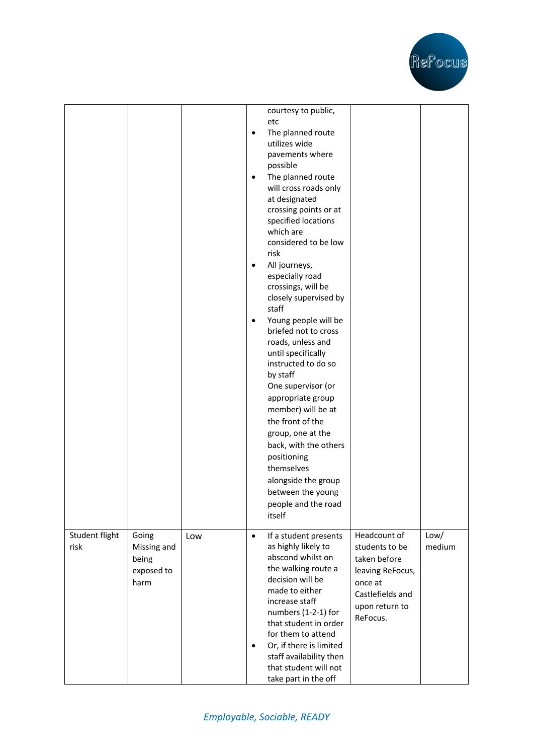| | | | | | |
|---|---|---|---|---|---|
| | | | courtesy to public, etc<br>• The planned route utilizes wide pavements where possible<br>• The planned route will cross roads only at designated crossing points or at specified locations which are considered to be low risk<br>• All journeys, especially road crossings, will be closely supervised by staff<br>• Young people will be briefed not to cross roads, unless and until specifically instructed to do so by staff<br>One supervisor (or appropriate group member) will be at the front of the group, one at the back, with the others positioning themselves alongside the group between the young people and the road itself | | |
| Student flight risk | Going Missing and being exposed to harm | Low | • If a student presents as highly likely to abscond whilst on the walking route a decision will be made to either increase staff numbers (1-2-1) for that student in order for them to attend<br>• Or, if there is limited staff availability then that student will not take part in the off | Headcount of students to be taken before leaving ReFocus, once at Castlefields and upon return to ReFocus. | Low/ medium |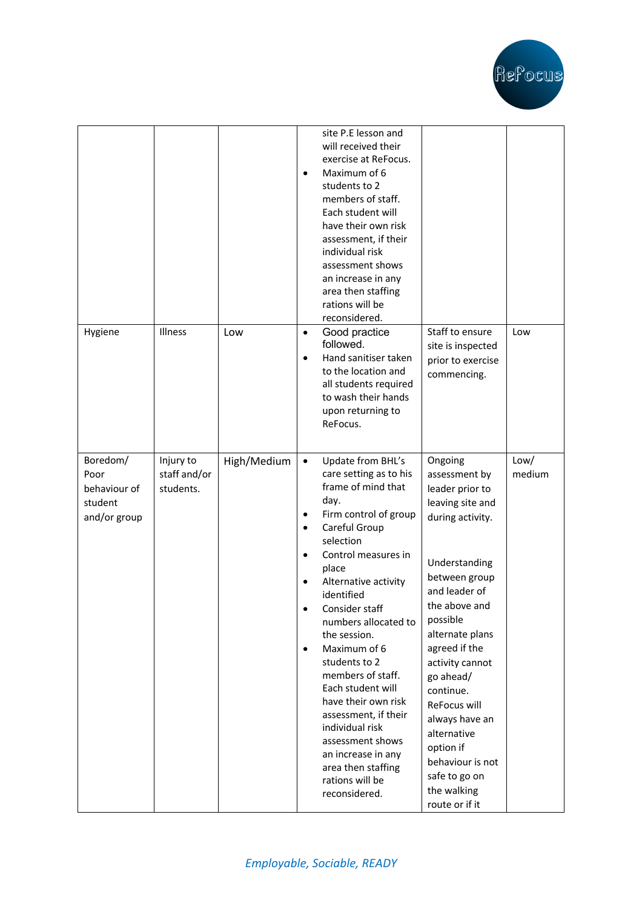| | | | | | |
|---|---|---|---|---|---|
| | | | site P.E lesson and will received their exercise at ReFocus.<br>• Maximum of 6 students to 2 members of staff. Each student will have their own risk assessment, if their individual risk assessment shows an increase in any area then staffing rations will be reconsidered. | | |
| Hygiene | Illness | Low | • Good practice followed.<br>• Hand sanitiser taken to the location and all students required to wash their hands upon returning to ReFocus. | Staff to ensure site is inspected prior to exercise commencing. | Low |
| Boredom/ Poor behaviour of student and/or group | Injury to staff and/or students. | High/Medium | • Update from BHL's care setting as to his frame of mind that day.<br>• Firm control of group<br>• Careful Group selection<br>• Control measures in place<br>• Alternative activity identified<br>• Consider staff numbers allocated to the session.<br>• Maximum of 6 students to 2 members of staff. Each student will have their own risk assessment, if their individual risk assessment shows an increase in any area then staffing rations will be reconsidered. | Ongoing assessment by leader prior to leaving site and during activity.<br><br>Understanding between group and leader of the above and possible alternate plans agreed if the activity cannot go ahead/ continue. ReFocus will always have an alternative option if behaviour is not safe to go on the walking route or if it | Low/ medium |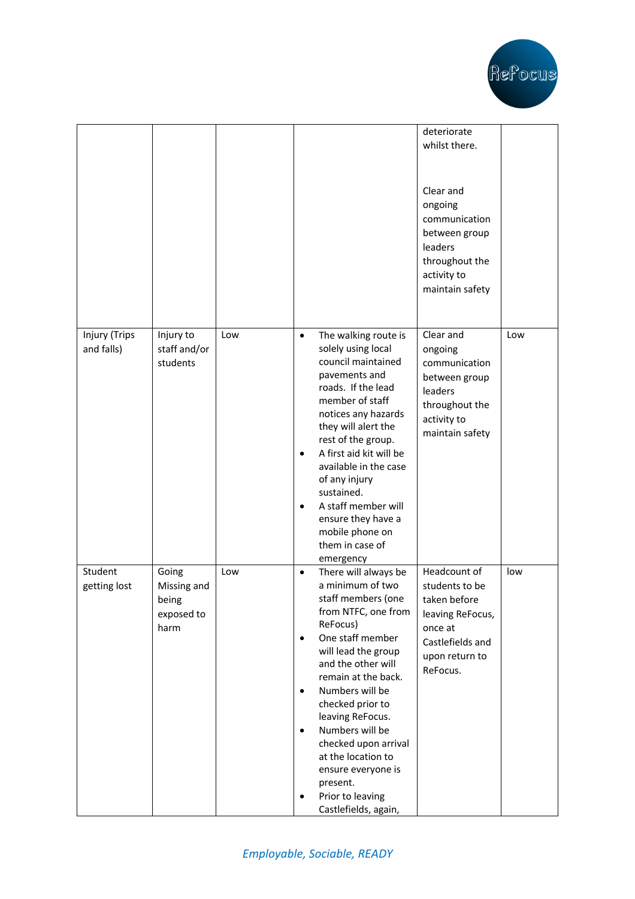| | | | | deteriorate whilst there.<br><br>Clear and ongoing communication between group leaders throughout the activity to maintain safety | |
|---|---|---|---|---|---|
| Injury (Trips and falls) | Injury to staff and/or students | Low | • The walking route is solely using local council maintained pavements and roads. If the lead member of staff notices any hazards they will alert the rest of the group.<br>• A first aid kit will be available in the case of any injury sustained.<br>• A staff member will ensure they have a mobile phone on them in case of emergency | Clear and ongoing communication between group leaders throughout the activity to maintain safety | Low |
| Student getting lost | Going Missing and being exposed to harm | Low | • There will always be a minimum of two staff members (one from NTFC, one from ReFocus)<br>• One staff member will lead the group and the other will remain at the back.<br>• Numbers will be checked prior to leaving ReFocus.<br>• Numbers will be checked upon arrival at the location to ensure everyone is present.<br>• Prior to leaving Castlefields, again, | Headcount of students to be taken before leaving ReFocus, once at Castlefields and upon return to ReFocus. | low |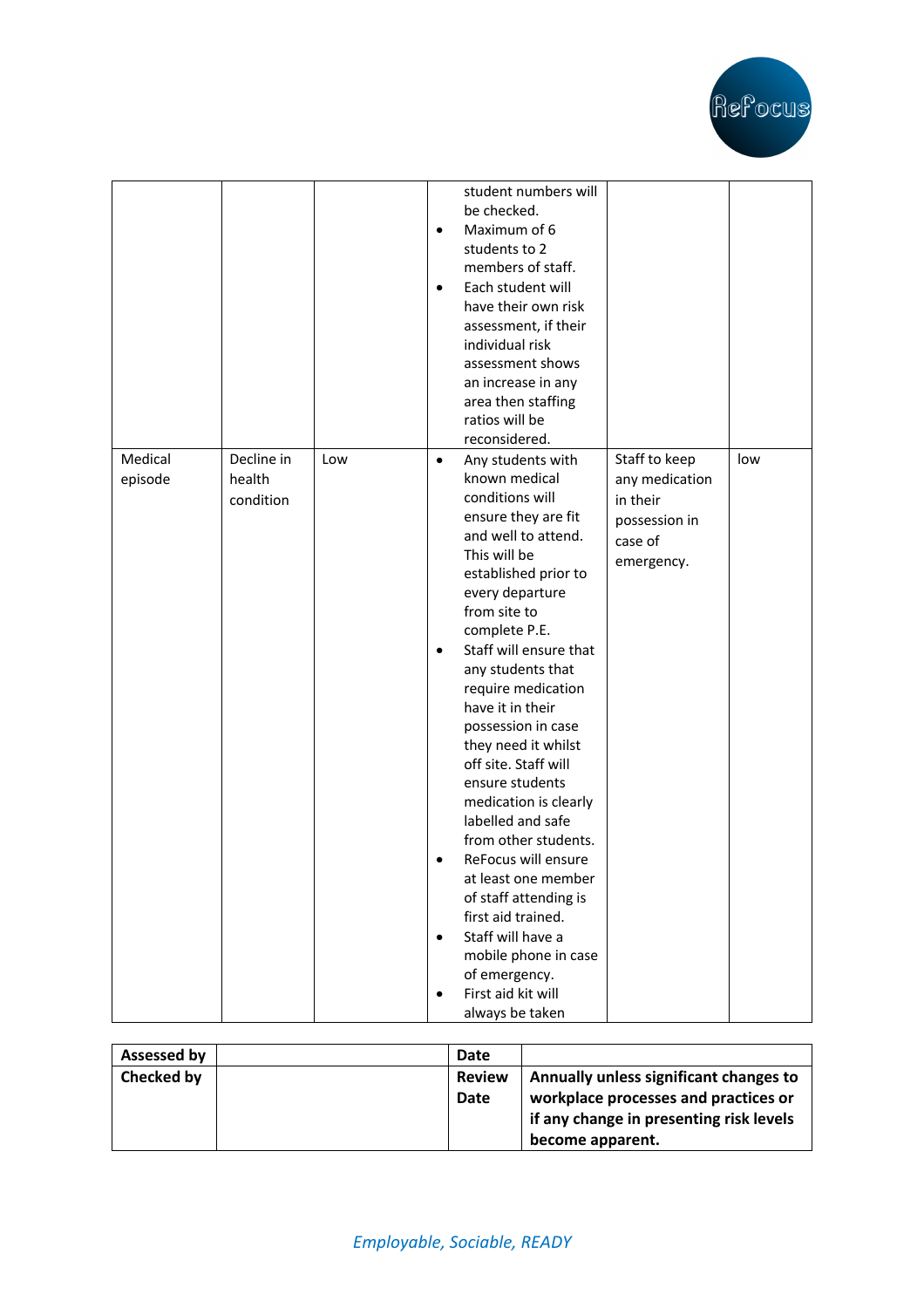|  |  |  |  |  |  |
|---|---|---|---|---|---|
|  |  |  | student numbers will be checked.<br>• Maximum of 6 students to 2 members of staff.<br>• Each student will have their own risk assessment, if their individual risk assessment shows an increase in any area then staffing ratios will be reconsidered. |  |  |
| Medical episode | Decline in health condition | Low | • Any students with known medical conditions will ensure they are fit and well to attend. This will be established prior to every departure from site to complete P.E.<br>• Staff will ensure that any students that require medication have it in their possession in case they need it whilst off site. Staff will ensure students medication is clearly labelled and safe from other students.<br>• ReFocus will ensure at least one member of staff attending is first aid trained.<br>• Staff will have a mobile phone in case of emergency.<br>• First aid kit will always be taken | Staff to keep any medication in their possession in case of emergency. | low |

| **Assessed by** |  | **Date** |  |
|---|---|---|---|
| **Checked by** |  | **Review Date** | **Annually unless significant changes to workplace processes and practices or if any change in presenting risk levels become apparent.** |

*Employable, Sociable, READY*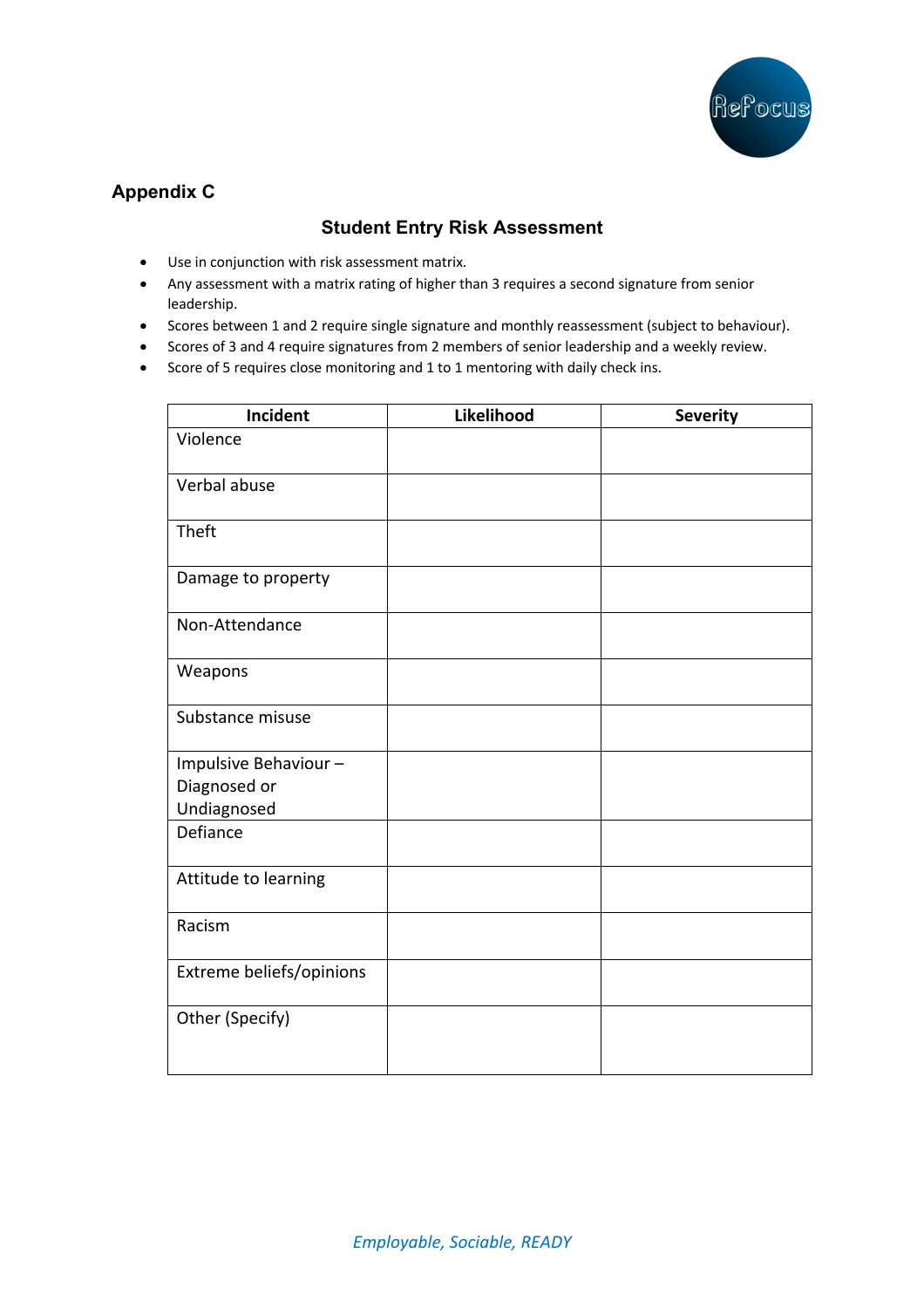## Appendix C

### Student Entry Risk Assessment

- Use in conjunction with risk assessment matrix.
- Any assessment with a matrix rating of higher than 3 requires a second signature from senior leadership.
- Scores between 1 and 2 require single signature and monthly reassessment (subject to behaviour).
- Scores of 3 and 4 require signatures from 2 members of senior leadership and a weekly review.
- Score of 5 requires close monitoring and 1 to 1 mentoring with daily check ins.

| Incident | Likelihood | Severity |
|---|---|---|
| Violence | | |
| Verbal abuse | | |
| Theft | | |
| Damage to property | | |
| Non-Attendance | | |
| Weapons | | |
| Substance misuse | | |
| Impulsive Behaviour – Diagnosed or Undiagnosed | | |
| Defiance | | |
| Attitude to learning | | |
| Racism | | |
| Extreme beliefs/opinions | | |
| Other (Specify) | | |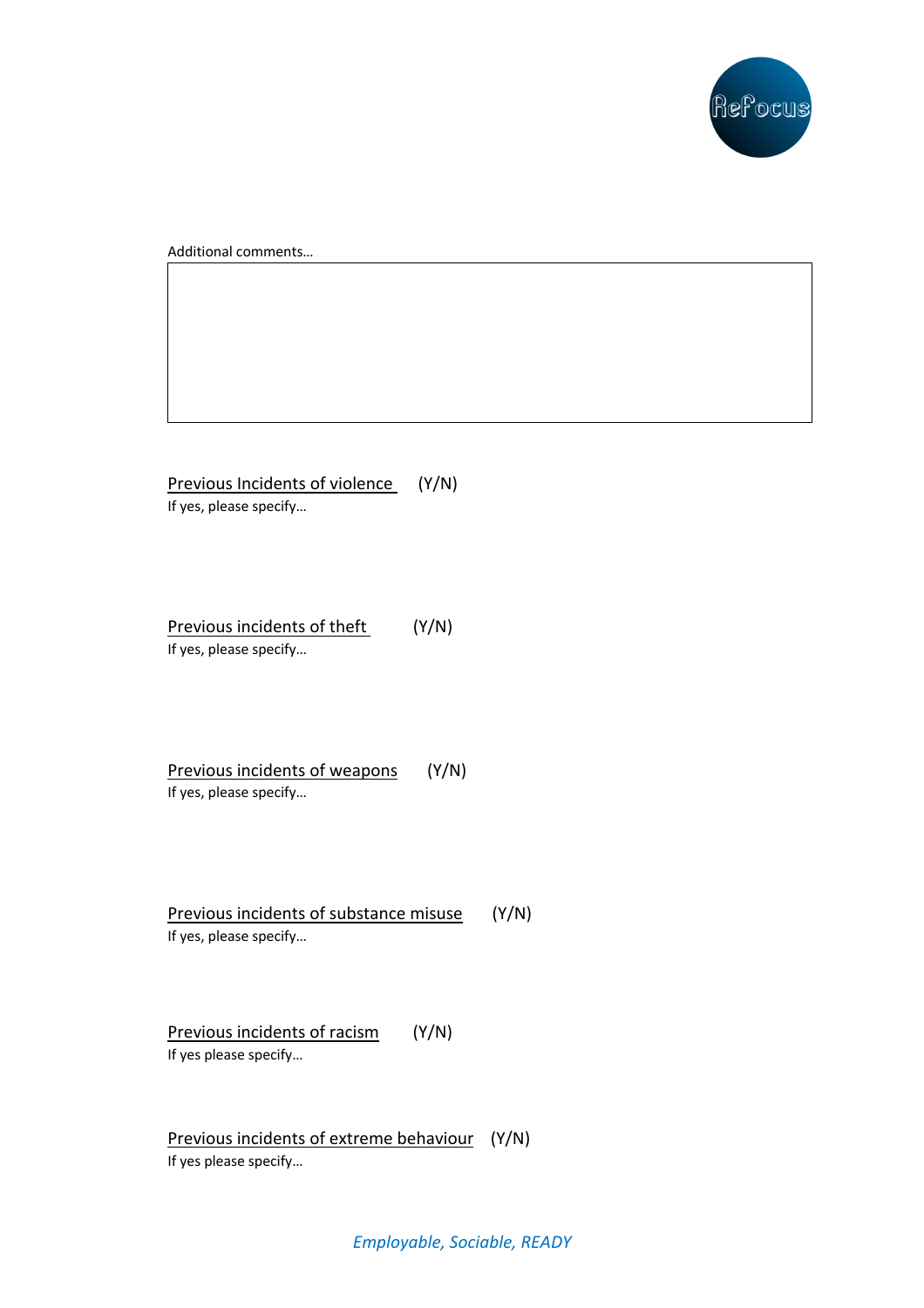Additional comments…

| |
|---|
| |

<u>Previous Incidents of violence</u> (Y/N)

If yes, please specify…

<u>Previous incidents of theft</u> (Y/N)

If yes, please specify…

<u>Previous incidents of weapons</u> (Y/N)

If yes, please specify…

<u>Previous incidents of substance misuse</u> (Y/N)

If yes, please specify…

<u>Previous incidents of racism</u> (Y/N)

If yes please specify…

<u>Previous incidents of extreme behaviour</u> (Y/N)

If yes please specify…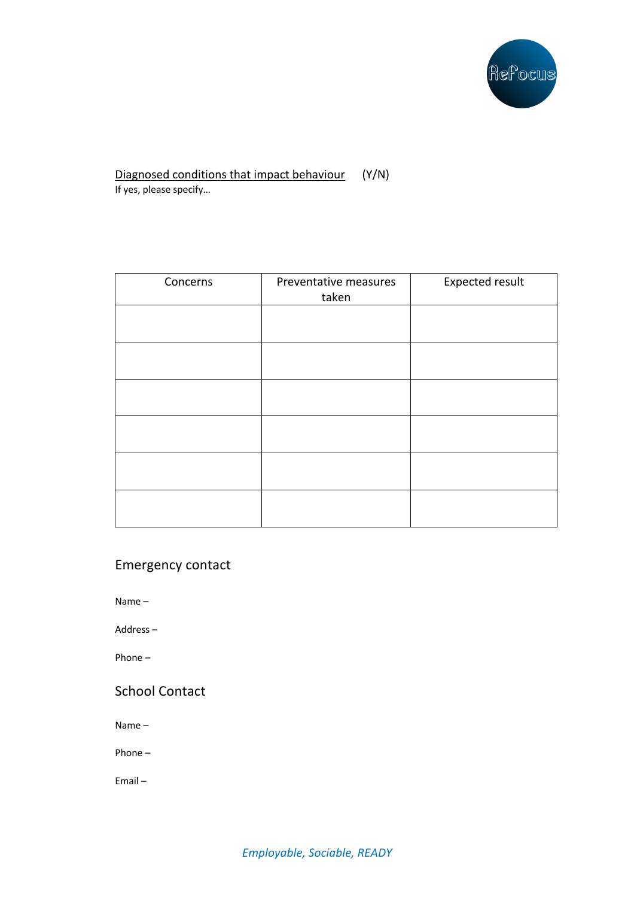<u>Diagnosed conditions that impact behaviour</u> (Y/N)

If yes, please specify…

| Concerns | Preventative measures taken | Expected result |
|---|---|---|
| | | |
| | | |
| | | |
| | | |
| | | |
| | | |

## Emergency contact

Name –

Address –

Phone –

## School Contact

Name –

Phone –

Email –

*Employable, Sociable, READY*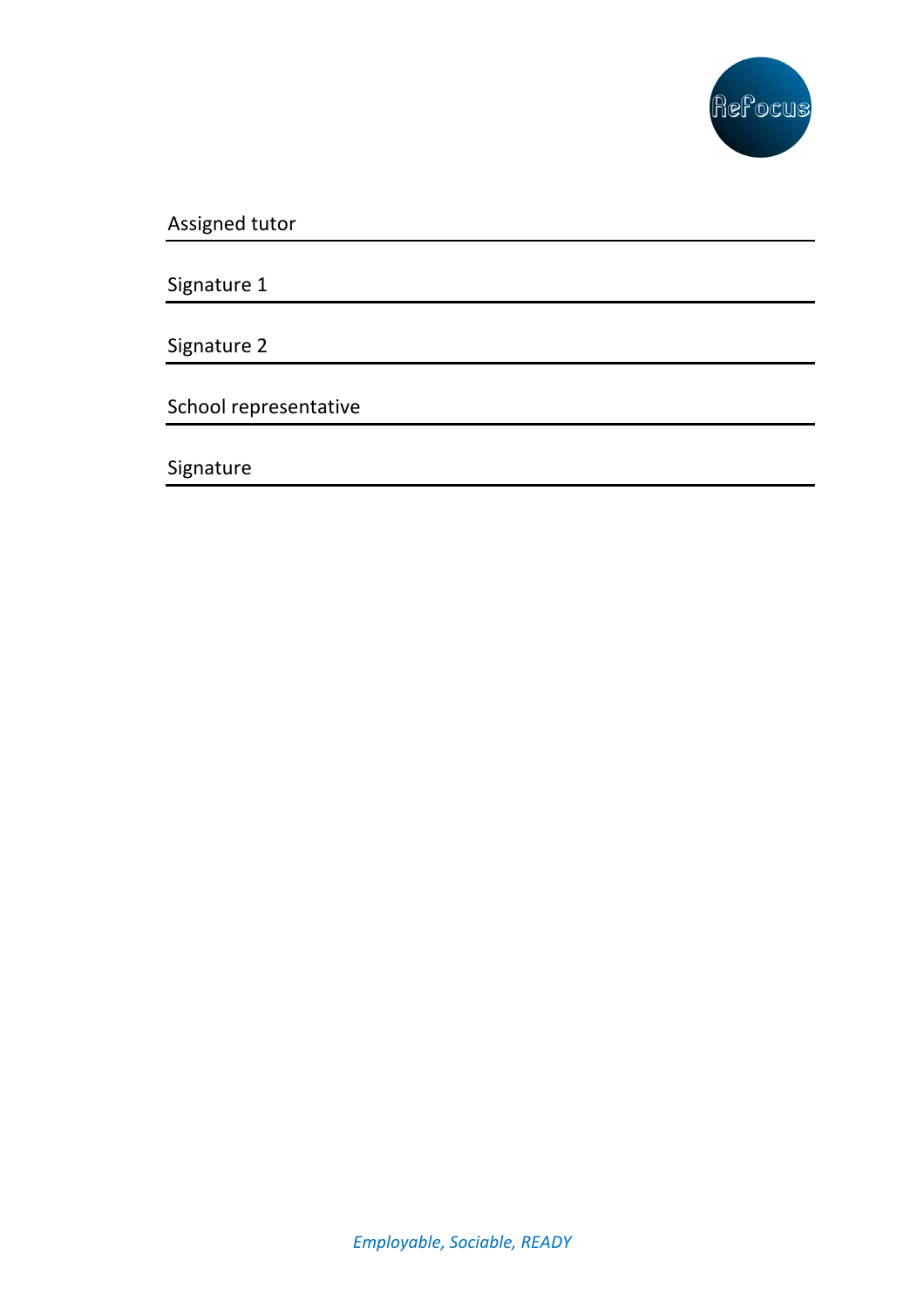Assigned tutor

---

Signature 1

---

Signature 2

---

School representative

---

Signature

---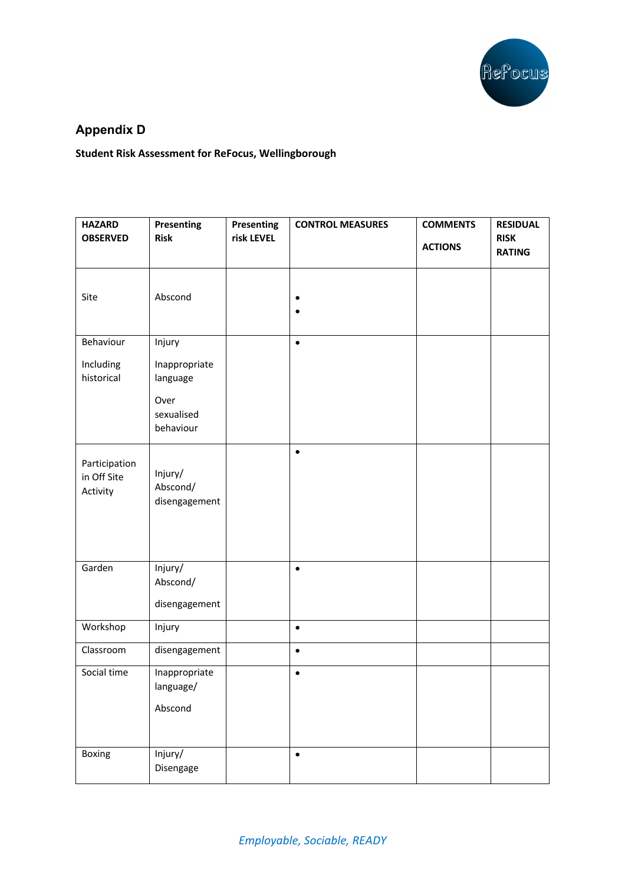## Appendix D

**Student Risk Assessment for ReFocus, Wellingborough**

| HAZARD OBSERVED | Presenting Risk | Presenting risk LEVEL | CONTROL MEASURES | COMMENTS<br><br>ACTIONS | RESIDUAL RISK RATING |
|---|---|---|---|---|---|
| Site | Abscond | | •<br>• | | |
| Behaviour<br><br>Including historical | Injury<br><br>Inappropriate language<br><br>Over sexualised behaviour | | • | | |
| Participation in Off Site Activity | Injury/ Abscond/ disengagement | | • | | |
| Garden | Injury/ Abscond/<br><br>disengagement | | • | | |
| Workshop | Injury | | • | | |
| Classroom | disengagement | | • | | |
| Social time | Inappropriate language/<br><br>Abscond | | • | | |
| Boxing | Injury/ Disengage | | • | | |

*Employable, Sociable, READY*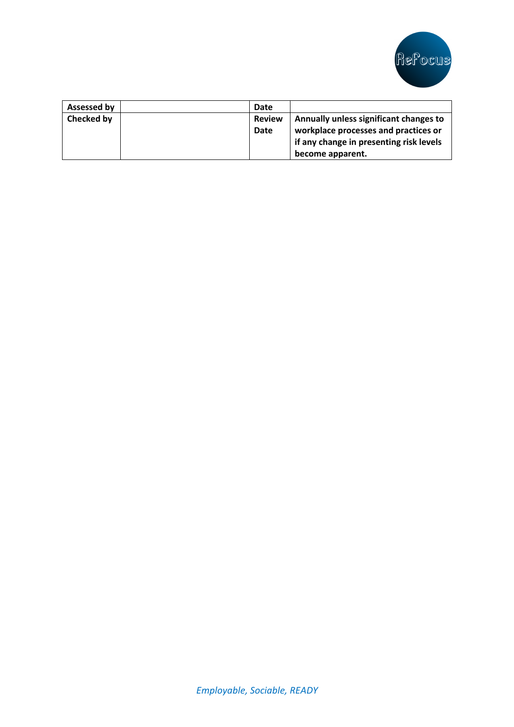| | | | |
|---|---|---|---|
| **Assessed by** | | **Date** | |
| **Checked by** | | **Review Date** | **Annually unless significant changes to workplace processes and practices or if any change in presenting risk levels become apparent.** |